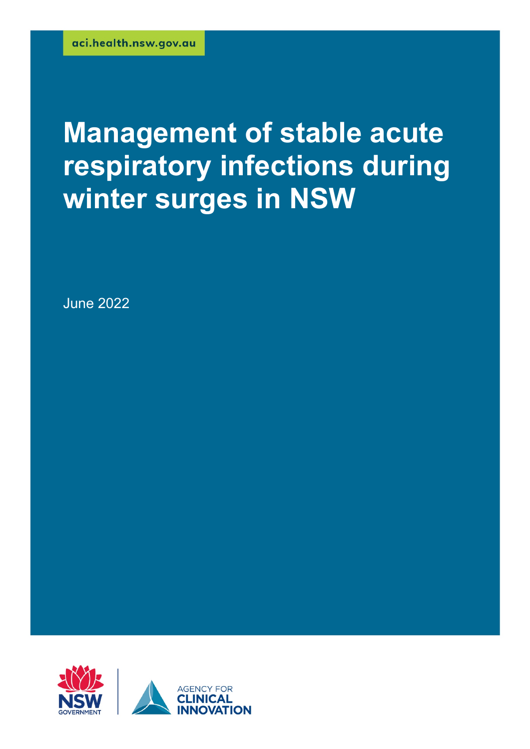aci.health.nsw.gov.au

# Management of stable acute respiratory infections during winter surges in NSW

June 2022

NSW GOVERNMENT

AGENCY FOR CLINICAL INNOVATION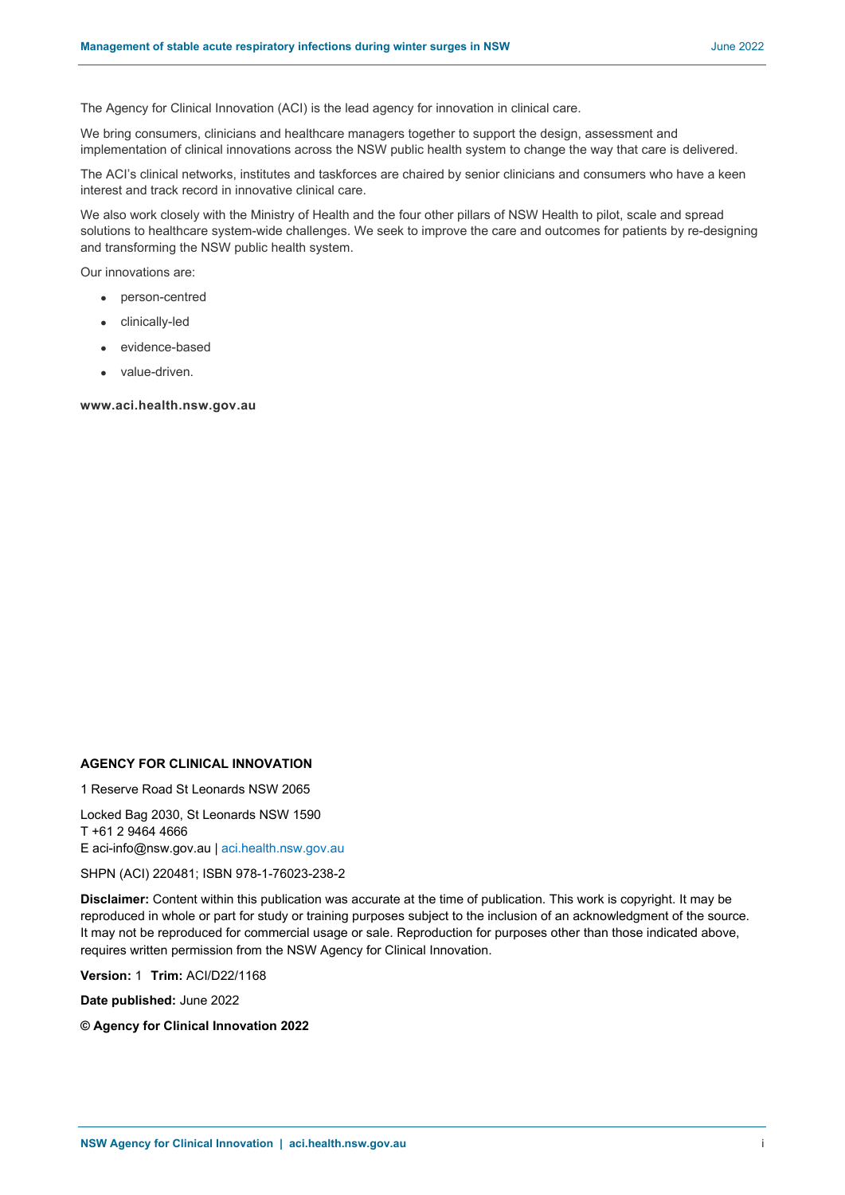The Agency for Clinical Innovation (ACI) is the lead agency for innovation in clinical care.

We bring consumers, clinicians and healthcare managers together to support the design, assessment and implementation of clinical innovations across the NSW public health system to change the way that care is delivered.

The ACI's clinical networks, institutes and taskforces are chaired by senior clinicians and consumers who have a keen interest and track record in innovative clinical care.

We also work closely with the Ministry of Health and the four other pillars of NSW Health to pilot, scale and spread solutions to healthcare system-wide challenges. We seek to improve the care and outcomes for patients by re-designing and transforming the NSW public health system.

Our innovations are:

- person-centred
- clinically-led
- evidence-based
- value-driven.

**www.aci.health.nsw.gov.au**

**AGENCY FOR CLINICAL INNOVATION**

1 Reserve Road St Leonards NSW 2065

Locked Bag 2030, St Leonards NSW 1590
T +61 2 9464 4666
E aci-info@nsw.gov.au | aci.health.nsw.gov.au

SHPN (ACI) 220481; ISBN 978-1-76023-238-2

**Disclaimer:** Content within this publication was accurate at the time of publication. This work is copyright. It may be reproduced in whole or part for study or training purposes subject to the inclusion of an acknowledgment of the source. It may not be reproduced for commercial usage or sale. Reproduction for purposes other than those indicated above, requires written permission from the NSW Agency for Clinical Innovation.

**Version:** 1 **Trim:** ACI/D22/1168

**Date published:** June 2022

**© Agency for Clinical Innovation 2022**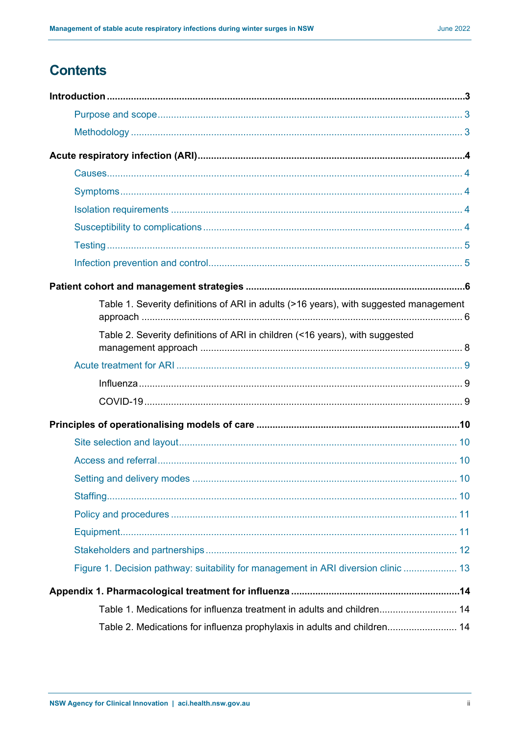# Contents

**Introduction** .... 3

- Purpose and scope .... 3
- Methodology .... 3

**Acute respiratory infection (ARI)** .... 4

- Causes .... 4
- Symptoms .... 4
- Isolation requirements .... 4
- Susceptibility to complications .... 4
- Testing .... 5
- Infection prevention and control .... 5

**Patient cohort and management strategies** .... 6

- Table 1. Severity definitions of ARI in adults (>16 years), with suggested management approach .... 6
- Table 2. Severity definitions of ARI in children (<16 years), with suggested management approach .... 8
- Acute treatment for ARI .... 9
  - Influenza .... 9
  - COVID-19 .... 9

**Principles of operationalising models of care** .... 10

- Site selection and layout .... 10
- Access and referral .... 10
- Setting and delivery modes .... 10
- Staffing .... 10
- Policy and procedures .... 11
- Equipment .... 11
- Stakeholders and partnerships .... 12
- Figure 1. Decision pathway: suitability for management in ARI diversion clinic .... 13

**Appendix 1. Pharmacological treatment for influenza** .... 14

- Table 1. Medications for influenza treatment in adults and children .... 14
- Table 2. Medications for influenza prophylaxis in adults and children .... 14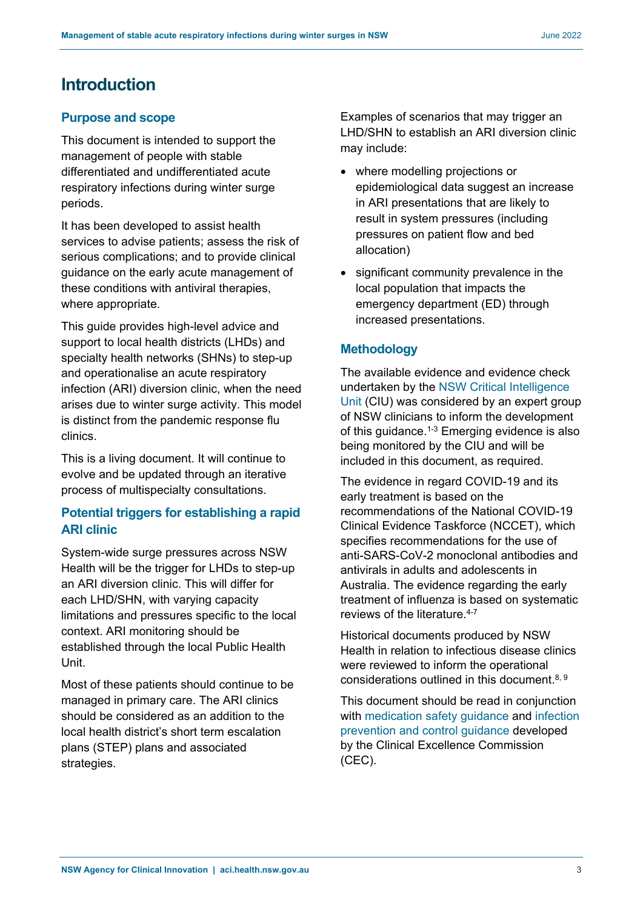# Introduction

## Purpose and scope

This document is intended to support the management of people with stable differentiated and undifferentiated acute respiratory infections during winter surge periods.

It has been developed to assist health services to advise patients; assess the risk of serious complications; and to provide clinical guidance on the early acute management of these conditions with antiviral therapies, where appropriate.

This guide provides high-level advice and support to local health districts (LHDs) and specialty health networks (SHNs) to step-up and operationalise an acute respiratory infection (ARI) diversion clinic, when the need arises due to winter surge activity. This model is distinct from the pandemic response flu clinics.

This is a living document. It will continue to evolve and be updated through an iterative process of multispecialty consultations.

## Potential triggers for establishing a rapid ARI clinic

System-wide surge pressures across NSW Health will be the trigger for LHDs to step-up an ARI diversion clinic. This will differ for each LHD/SHN, with varying capacity limitations and pressures specific to the local context. ARI monitoring should be established through the local Public Health Unit.

Most of these patients should continue to be managed in primary care. The ARI clinics should be considered as an addition to the local health district's short term escalation plans (STEP) plans and associated strategies.

Examples of scenarios that may trigger an LHD/SHN to establish an ARI diversion clinic may include:

- where modelling projections or epidemiological data suggest an increase in ARI presentations that are likely to result in system pressures (including pressures on patient flow and bed allocation)
- significant community prevalence in the local population that impacts the emergency department (ED) through increased presentations.

## Methodology

The available evidence and evidence check undertaken by the NSW Critical Intelligence Unit (CIU) was considered by an expert group of NSW clinicians to inform the development of this guidance.[1-3] Emerging evidence is also being monitored by the CIU and will be included in this document, as required.

The evidence in regard COVID-19 and its early treatment is based on the recommendations of the National COVID-19 Clinical Evidence Taskforce (NCCET), which specifies recommendations for the use of anti-SARS-CoV-2 monoclonal antibodies and antivirals in adults and adolescents in Australia. The evidence regarding the early treatment of influenza is based on systematic reviews of the literature.[4-7]

Historical documents produced by NSW Health in relation to infectious disease clinics were reviewed to inform the operational considerations outlined in this document.[8, 9]

This document should be read in conjunction with medication safety guidance and infection prevention and control guidance developed by the Clinical Excellence Commission (CEC).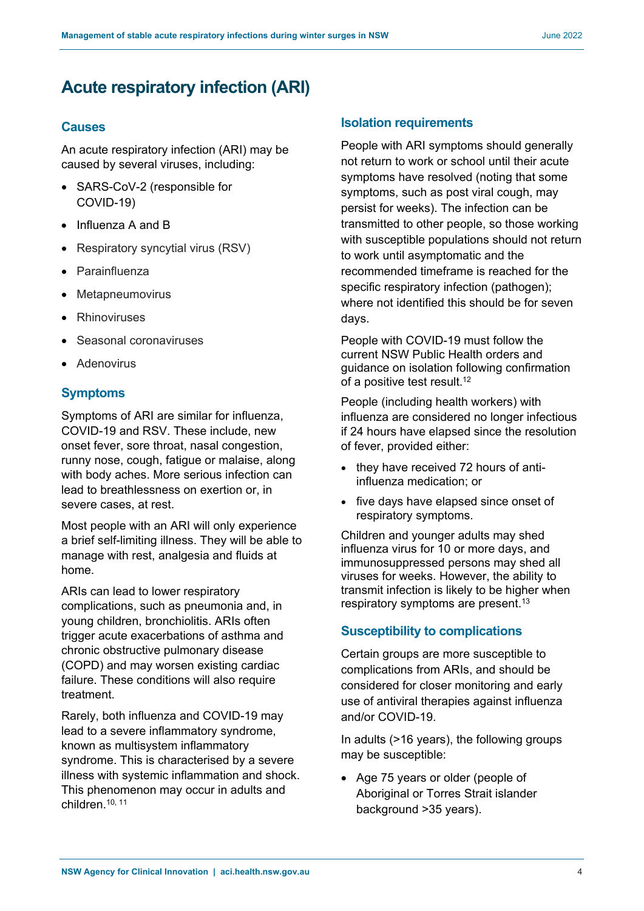# Acute respiratory infection (ARI)

## Causes

An acute respiratory infection (ARI) may be caused by several viruses, including:

- SARS-CoV-2 (responsible for COVID-19)
- Influenza A and B
- Respiratory syncytial virus (RSV)
- Parainfluenza
- Metapneumovirus
- Rhinoviruses
- Seasonal coronaviruses
- Adenovirus

## Symptoms

Symptoms of ARI are similar for influenza, COVID-19 and RSV. These include, new onset fever, sore throat, nasal congestion, runny nose, cough, fatigue or malaise, along with body aches. More serious infection can lead to breathlessness on exertion or, in severe cases, at rest.

Most people with an ARI will only experience a brief self-limiting illness. They will be able to manage with rest, analgesia and fluids at home.

ARIs can lead to lower respiratory complications, such as pneumonia and, in young children, bronchiolitis. ARIs often trigger acute exacerbations of asthma and chronic obstructive pulmonary disease (COPD) and may worsen existing cardiac failure. These conditions will also require treatment.

Rarely, both influenza and COVID-19 may lead to a severe inflammatory syndrome, known as multisystem inflammatory syndrome. This is characterised by a severe illness with systemic inflammation and shock. This phenomenon may occur in adults and children.[10, 11]

## Isolation requirements

People with ARI symptoms should generally not return to work or school until their acute symptoms have resolved (noting that some symptoms, such as post viral cough, may persist for weeks). The infection can be transmitted to other people, so those working with susceptible populations should not return to work until asymptomatic and the recommended timeframe is reached for the specific respiratory infection (pathogen); where not identified this should be for seven days.

People with COVID-19 must follow the current NSW Public Health orders and guidance on isolation following confirmation of a positive test result.[12]

People (including health workers) with influenza are considered no longer infectious if 24 hours have elapsed since the resolution of fever, provided either:

- they have received 72 hours of anti-influenza medication; or
- five days have elapsed since onset of respiratory symptoms.

Children and younger adults may shed influenza virus for 10 or more days, and immunosuppressed persons may shed all viruses for weeks. However, the ability to transmit infection is likely to be higher when respiratory symptoms are present.[13]

## Susceptibility to complications

Certain groups are more susceptible to complications from ARIs, and should be considered for closer monitoring and early use of antiviral therapies against influenza and/or COVID-19.

In adults (>16 years), the following groups may be susceptible:

- Age 75 years or older (people of Aboriginal or Torres Strait islander background >35 years).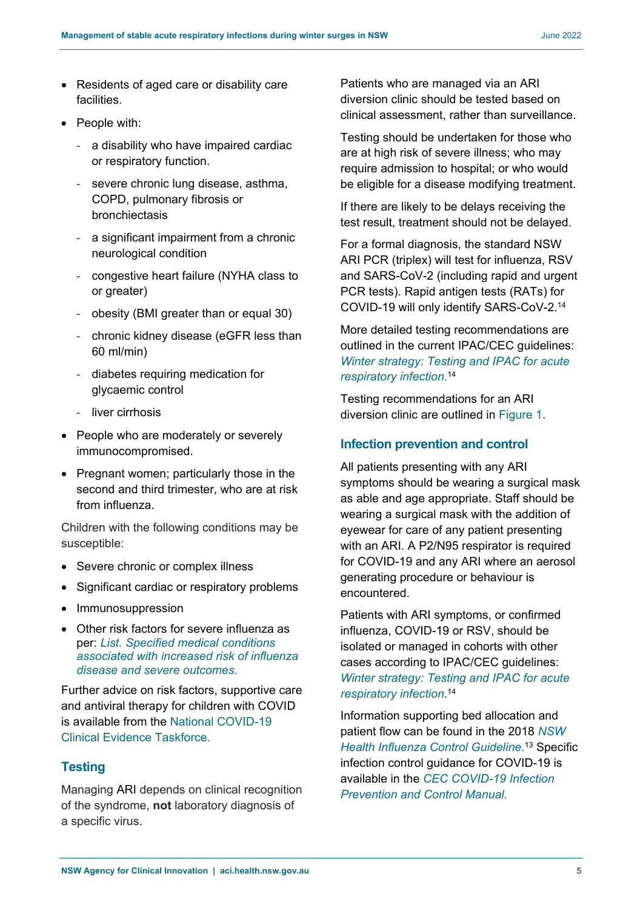- Residents of aged care or disability care facilities.
- People with:
  - a disability who have impaired cardiac or respiratory function.
  - severe chronic lung disease, asthma, COPD, pulmonary fibrosis or bronchiectasis
  - a significant impairment from a chronic neurological condition
  - congestive heart failure (NYHA class to or greater)
  - obesity (BMI greater than or equal 30)
  - chronic kidney disease (eGFR less than 60 ml/min)
  - diabetes requiring medication for glycaemic control
  - liver cirrhosis
- People who are moderately or severely immunocompromised.
- Pregnant women; particularly those in the second and third trimester, who are at risk from influenza.

Children with the following conditions may be susceptible:

- Severe chronic or complex illness
- Significant cardiac or respiratory problems
- Immunosuppression
- Other risk factors for severe influenza as per: *List. Specified medical conditions associated with increased risk of influenza disease and severe outcomes.*

Further advice on risk factors, supportive care and antiviral therapy for children with COVID is available from the National COVID-19 Clinical Evidence Taskforce.

## Testing

Managing ARI depends on clinical recognition of the syndrome, **not** laboratory diagnosis of a specific virus.

Patients who are managed via an ARI diversion clinic should be tested based on clinical assessment, rather than surveillance.

Testing should be undertaken for those who are at high risk of severe illness; who may require admission to hospital; or who would be eligible for a disease modifying treatment.

If there are likely to be delays receiving the test result, treatment should not be delayed.

For a formal diagnosis, the standard NSW ARI PCR (triplex) will test for influenza, RSV and SARS-CoV-2 (including rapid and urgent PCR tests). Rapid antigen tests (RATs) for COVID-19 will only identify SARS-CoV-2.[14]

More detailed testing recommendations are outlined in the current IPAC/CEC guidelines: *Winter strategy: Testing and IPAC for acute respiratory infection.*[14]

Testing recommendations for an ARI diversion clinic are outlined in Figure 1.

## Infection prevention and control

All patients presenting with any ARI symptoms should be wearing a surgical mask as able and age appropriate. Staff should be wearing a surgical mask with the addition of eyewear for care of any patient presenting with an ARI. A P2/N95 respirator is required for COVID-19 and any ARI where an aerosol generating procedure or behaviour is encountered.

Patients with ARI symptoms, or confirmed influenza, COVID-19 or RSV, should be isolated or managed in cohorts with other cases according to IPAC/CEC guidelines: *Winter strategy: Testing and IPAC for acute respiratory infection*.[14]

Information supporting bed allocation and patient flow can be found in the 2018 *NSW Health Influenza Control Guideline*.[13] Specific infection control guidance for COVID-19 is available in the *CEC COVID-19 Infection Prevention and Control Manual.*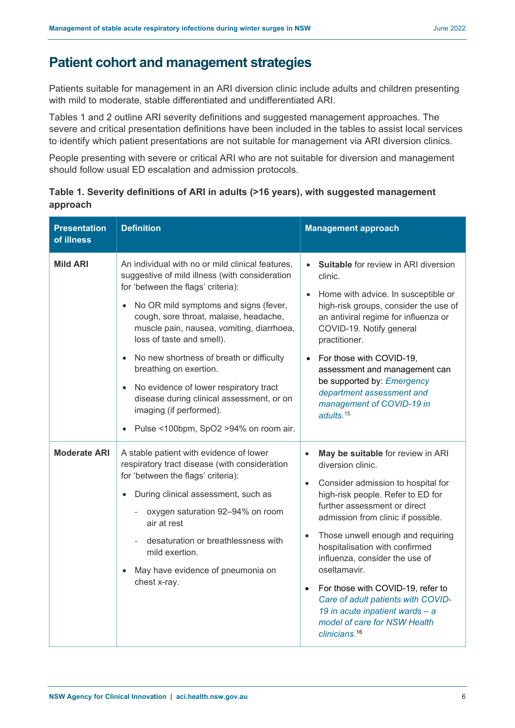## Patient cohort and management strategies

Patients suitable for management in an ARI diversion clinic include adults and children presenting with mild to moderate, stable differentiated and undifferentiated ARI.

Tables 1 and 2 outline ARI severity definitions and suggested management approaches. The severe and critical presentation definitions have been included in the tables to assist local services to identify which patient presentations are not suitable for management via ARI diversion clinics.

People presenting with severe or critical ARI who are not suitable for diversion and management should follow usual ED escalation and admission protocols.

**Table 1. Severity definitions of ARI in adults (>16 years), with suggested management approach**

| Presentation of illness | Definition | Management approach |
|---|---|---|
| **Mild ARI** | An individual with no or mild clinical features, suggestive of mild illness (with consideration for 'between the flags' criteria):<br>• No OR mild symptoms and signs (fever, cough, sore throat, malaise, headache, muscle pain, nausea, vomiting, diarrhoea, loss of taste and smell).<br>• No new shortness of breath or difficulty breathing on exertion.<br>• No evidence of lower respiratory tract disease during clinical assessment, or on imaging (if performed).<br>• Pulse <100bpm, SpO2 >94% on room air. | • **Suitable** for review in ARI diversion clinic.<br>• Home with advice. In susceptible or high-risk groups, consider the use of an antiviral regime for influenza or COVID-19. Notify general practitioner.<br>• For those with COVID-19, assessment and management can be supported by: *Emergency department assessment and management of COVID-19 in adults.*[15] |
| **Moderate ARI** | A stable patient with evidence of lower respiratory tract disease (with consideration for 'between the flags' criteria):<br>• During clinical assessment, such as<br>  - oxygen saturation 92–94% on room air at rest<br>  - desaturation or breathlessness with mild exertion.<br>• May have evidence of pneumonia on chest x-ray. | • **May be suitable** for review in ARI diversion clinic.<br>• Consider admission to hospital for high-risk people. Refer to ED for further assessment or direct admission from clinic if possible.<br>• Those unwell enough and requiring hospitalisation with confirmed influenza, consider the use of oseltamavir.<br>• For those with COVID-19, refer to *Care of adult patients with COVID-19 in acute inpatient wards – a model of care for NSW Health clinicians.*[16] |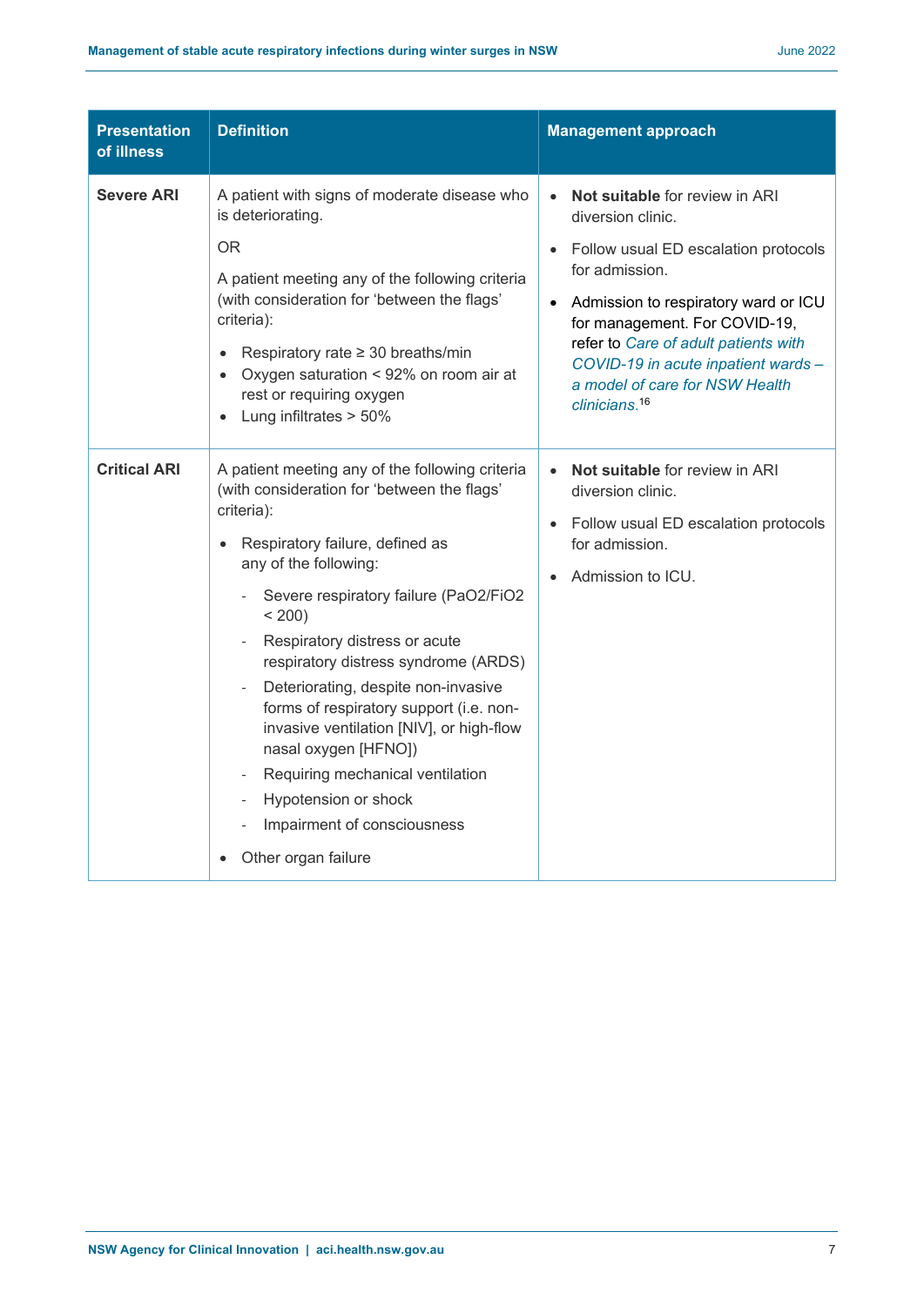| Presentation of illness | Definition | Management approach |
|---|---|---|
| **Severe ARI** | A patient with signs of moderate disease who is deteriorating.<br><br>OR<br><br>A patient meeting any of the following criteria (with consideration for 'between the flags' criteria):<br>• Respiratory rate ≥ 30 breaths/min<br>• Oxygen saturation < 92% on room air at rest or requiring oxygen<br>• Lung infiltrates > 50% | • **Not suitable** for review in ARI diversion clinic.<br>• Follow usual ED escalation protocols for admission.<br>• Admission to respiratory ward or ICU for management. For COVID-19, refer to *Care of adult patients with COVID-19 in acute inpatient wards – a model of care for NSW Health clinicians*.[16] |
| **Critical ARI** | A patient meeting any of the following criteria (with consideration for 'between the flags' criteria):<br>• Respiratory failure, defined as any of the following:<br>- Severe respiratory failure ($PaO_2/FiO_2$ < 200)<br>- Respiratory distress or acute respiratory distress syndrome (ARDS)<br>- Deteriorating, despite non-invasive forms of respiratory support (i.e. non-invasive ventilation [NIV], or high-flow nasal oxygen [HFNO])<br>- Requiring mechanical ventilation<br>- Hypotension or shock<br>- Impairment of consciousness<br>• Other organ failure | • **Not suitable** for review in ARI diversion clinic.<br>• Follow usual ED escalation protocols for admission.<br>• Admission to ICU. |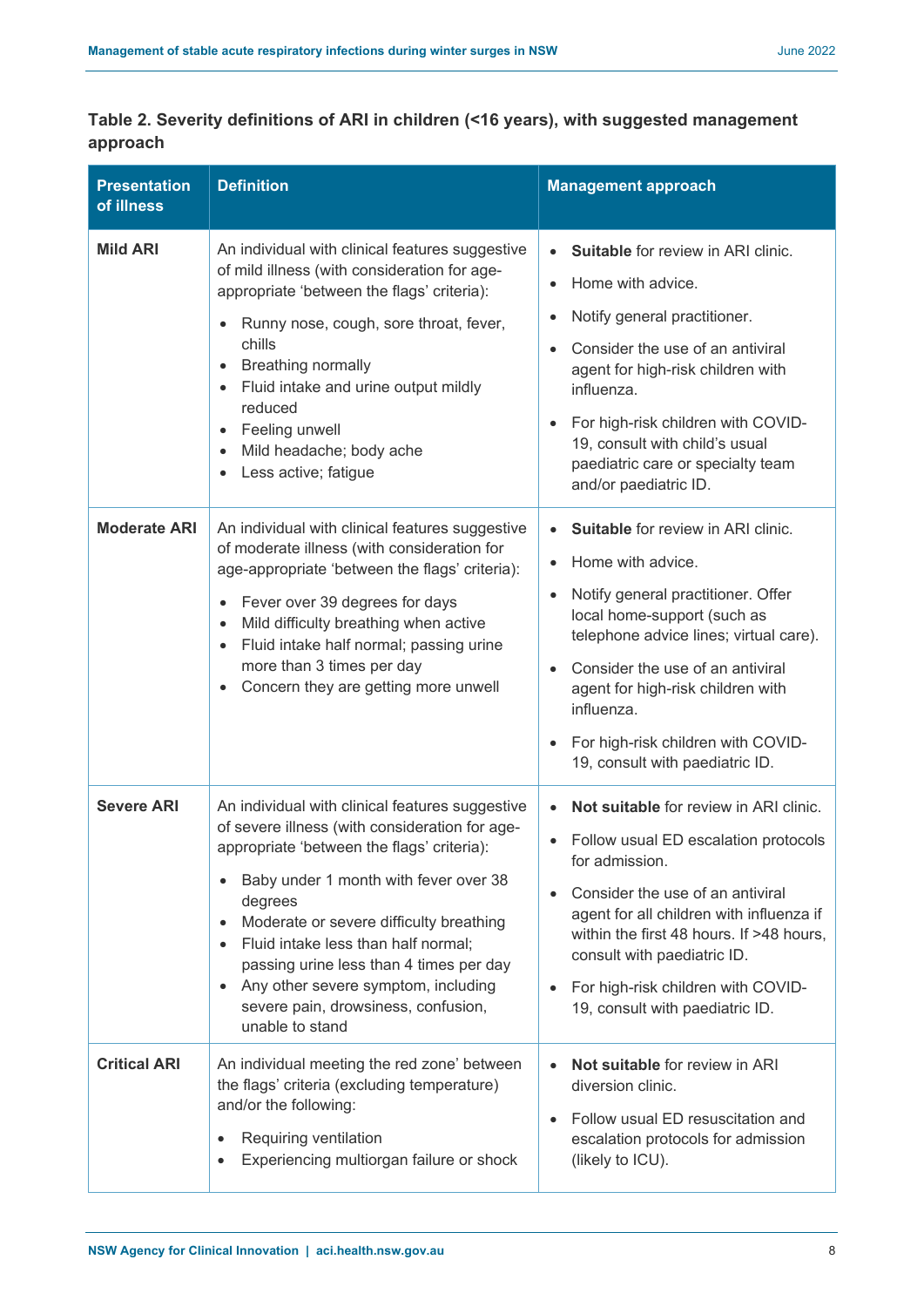### Table 2. Severity definitions of ARI in children (<16 years), with suggested management approach

| Presentation of illness | Definition | Management approach |
| --- | --- | --- |
| **Mild ARI** | An individual with clinical features suggestive of mild illness (with consideration for age-appropriate 'between the flags' criteria):<br>• Runny nose, cough, sore throat, fever, chills<br>• Breathing normally<br>• Fluid intake and urine output mildly reduced<br>• Feeling unwell<br>• Mild headache; body ache<br>• Less active; fatigue | • **Suitable** for review in ARI clinic.<br>• Home with advice.<br>• Notify general practitioner.<br>• Consider the use of an antiviral agent for high-risk children with influenza.<br>• For high-risk children with COVID-19, consult with child's usual paediatric care or specialty team and/or paediatric ID. |
| **Moderate ARI** | An individual with clinical features suggestive of moderate illness (with consideration for age-appropriate 'between the flags' criteria):<br>• Fever over 39 degrees for days<br>• Mild difficulty breathing when active<br>• Fluid intake half normal; passing urine more than 3 times per day<br>• Concern they are getting more unwell | • **Suitable** for review in ARI clinic.<br>• Home with advice.<br>• Notify general practitioner. Offer local home-support (such as telephone advice lines; virtual care).<br>• Consider the use of an antiviral agent for high-risk children with influenza.<br>• For high-risk children with COVID-19, consult with paediatric ID. |
| **Severe ARI** | An individual with clinical features suggestive of severe illness (with consideration for age-appropriate 'between the flags' criteria):<br>• Baby under 1 month with fever over 38 degrees<br>• Moderate or severe difficulty breathing<br>• Fluid intake less than half normal; passing urine less than 4 times per day<br>• Any other severe symptom, including severe pain, drowsiness, confusion, unable to stand | • **Not suitable** for review in ARI clinic.<br>• Follow usual ED escalation protocols for admission.<br>• Consider the use of an antiviral agent for all children with influenza if within the first 48 hours. If >48 hours, consult with paediatric ID.<br>• For high-risk children with COVID-19, consult with paediatric ID. |
| **Critical ARI** | An individual meeting the red zone' between the flags' criteria (excluding temperature) and/or the following:<br>• Requiring ventilation<br>• Experiencing multiorgan failure or shock | • **Not suitable** for review in ARI diversion clinic.<br>• Follow usual ED resuscitation and escalation protocols for admission (likely to ICU). |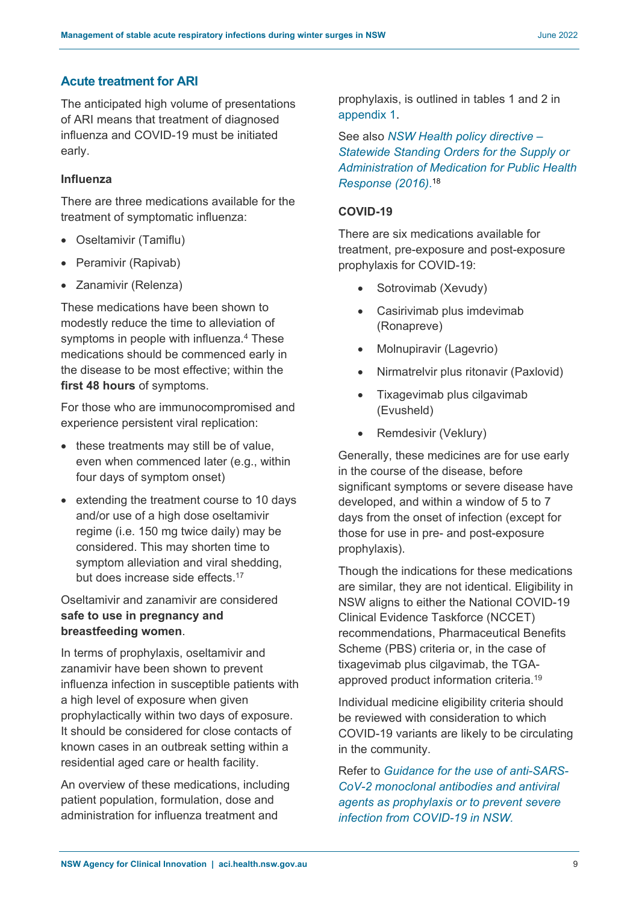## Acute treatment for ARI

The anticipated high volume of presentations of ARI means that treatment of diagnosed influenza and COVID-19 must be initiated early.

### Influenza

There are three medications available for the treatment of symptomatic influenza:

- Oseltamivir (Tamiflu)
- Peramivir (Rapivab)
- Zanamivir (Relenza)

These medications have been shown to modestly reduce the time to alleviation of symptoms in people with influenza.[4] These medications should be commenced early in the disease to be most effective; within the **first 48 hours** of symptoms.

For those who are immunocompromised and experience persistent viral replication:

- these treatments may still be of value, even when commenced later (e.g., within four days of symptom onset)
- extending the treatment course to 10 days and/or use of a high dose oseltamivir regime (i.e. 150 mg twice daily) may be considered. This may shorten time to symptom alleviation and viral shedding, but does increase side effects.[17]

Oseltamivir and zanamivir are considered **safe to use in pregnancy and breastfeeding women**.

In terms of prophylaxis, oseltamivir and zanamivir have been shown to prevent influenza infection in susceptible patients with a high level of exposure when given prophylactically within two days of exposure. It should be considered for close contacts of known cases in an outbreak setting within a residential aged care or health facility.

An overview of these medications, including patient population, formulation, dose and administration for influenza treatment and prophylaxis, is outlined in tables 1 and 2 in appendix 1.

See also *NSW Health policy directive – Statewide Standing Orders for the Supply or Administration of Medication for Public Health Response (2016)*.[18]

### COVID-19

There are six medications available for treatment, pre-exposure and post-exposure prophylaxis for COVID-19:

- Sotrovimab (Xevudy)
- Casirivimab plus imdevimab (Ronapreve)
- Molnupiravir (Lagevrio)
- Nirmatrelvir plus ritonavir (Paxlovid)
- Tixagevimab plus cilgavimab (Evusheld)
- Remdesivir (Veklury)

Generally, these medicines are for use early in the course of the disease, before significant symptoms or severe disease have developed, and within a window of 5 to 7 days from the onset of infection (except for those for use in pre- and post-exposure prophylaxis).

Though the indications for these medications are similar, they are not identical. Eligibility in NSW aligns to either the National COVID-19 Clinical Evidence Taskforce (NCCET) recommendations, Pharmaceutical Benefits Scheme (PBS) criteria or, in the case of tixagevimab plus cilgavimab, the TGA-approved product information criteria.[19]

Individual medicine eligibility criteria should be reviewed with consideration to which COVID-19 variants are likely to be circulating in the community.

Refer to *Guidance for the use of anti-SARS-CoV-2 monoclonal antibodies and antiviral agents as prophylaxis or to prevent severe infection from COVID-19 in NSW.*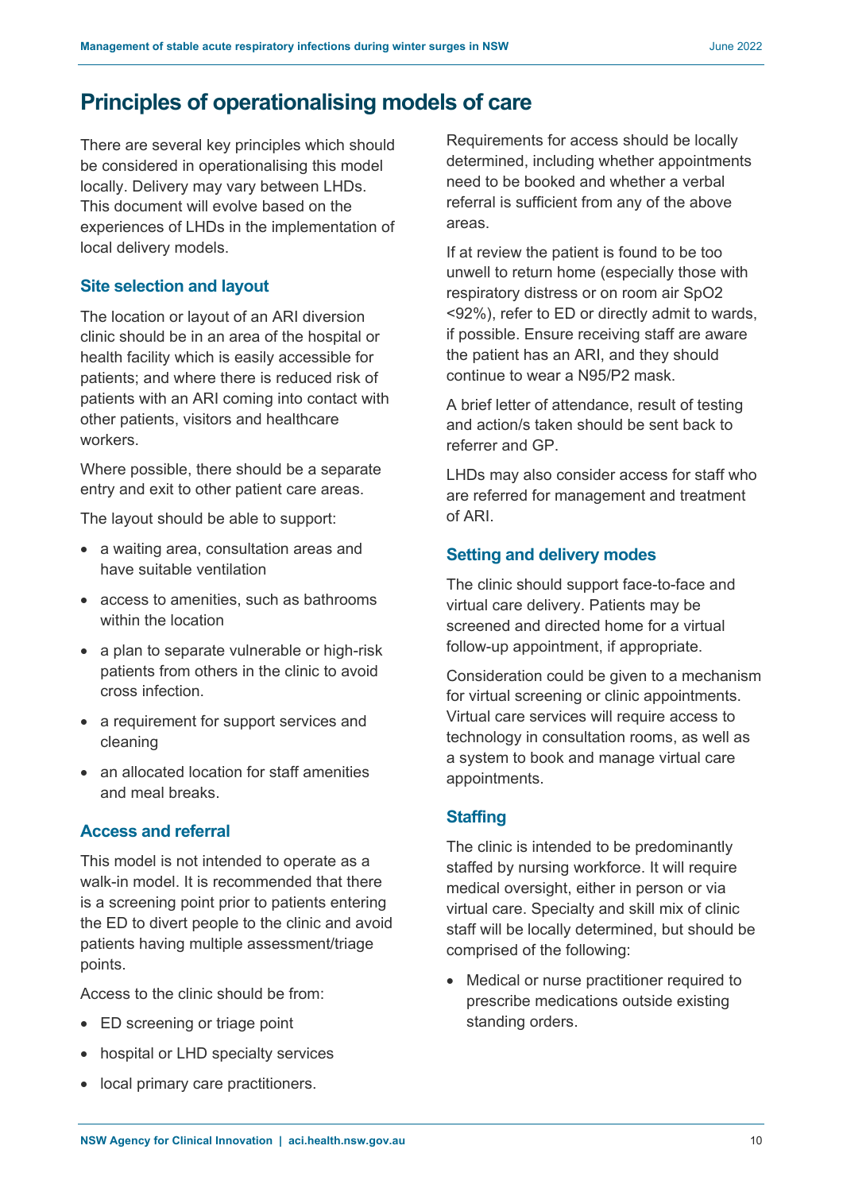# Principles of operationalising models of care

There are several key principles which should be considered in operationalising this model locally. Delivery may vary between LHDs. This document will evolve based on the experiences of LHDs in the implementation of local delivery models.

## Site selection and layout

The location or layout of an ARI diversion clinic should be in an area of the hospital or health facility which is easily accessible for patients; and where there is reduced risk of patients with an ARI coming into contact with other patients, visitors and healthcare workers.

Where possible, there should be a separate entry and exit to other patient care areas.

The layout should be able to support:

- a waiting area, consultation areas and have suitable ventilation
- access to amenities, such as bathrooms within the location
- a plan to separate vulnerable or high-risk patients from others in the clinic to avoid cross infection.
- a requirement for support services and cleaning
- an allocated location for staff amenities and meal breaks.

## Access and referral

This model is not intended to operate as a walk-in model. It is recommended that there is a screening point prior to patients entering the ED to divert people to the clinic and avoid patients having multiple assessment/triage points.

Access to the clinic should be from:

- ED screening or triage point
- hospital or LHD specialty services
- local primary care practitioners.

Requirements for access should be locally determined, including whether appointments need to be booked and whether a verbal referral is sufficient from any of the above areas.

If at review the patient is found to be too unwell to return home (especially those with respiratory distress or on room air $SpO_2$ <92%), refer to ED or directly admit to wards, if possible. Ensure receiving staff are aware the patient has an ARI, and they should continue to wear a N95/P2 mask.

A brief letter of attendance, result of testing and action/s taken should be sent back to referrer and GP.

LHDs may also consider access for staff who are referred for management and treatment of ARI.

## Setting and delivery modes

The clinic should support face-to-face and virtual care delivery. Patients may be screened and directed home for a virtual follow-up appointment, if appropriate.

Consideration could be given to a mechanism for virtual screening or clinic appointments. Virtual care services will require access to technology in consultation rooms, as well as a system to book and manage virtual care appointments.

## Staffing

The clinic is intended to be predominantly staffed by nursing workforce. It will require medical oversight, either in person or via virtual care. Specialty and skill mix of clinic staff will be locally determined, but should be comprised of the following:

- Medical or nurse practitioner required to prescribe medications outside existing standing orders.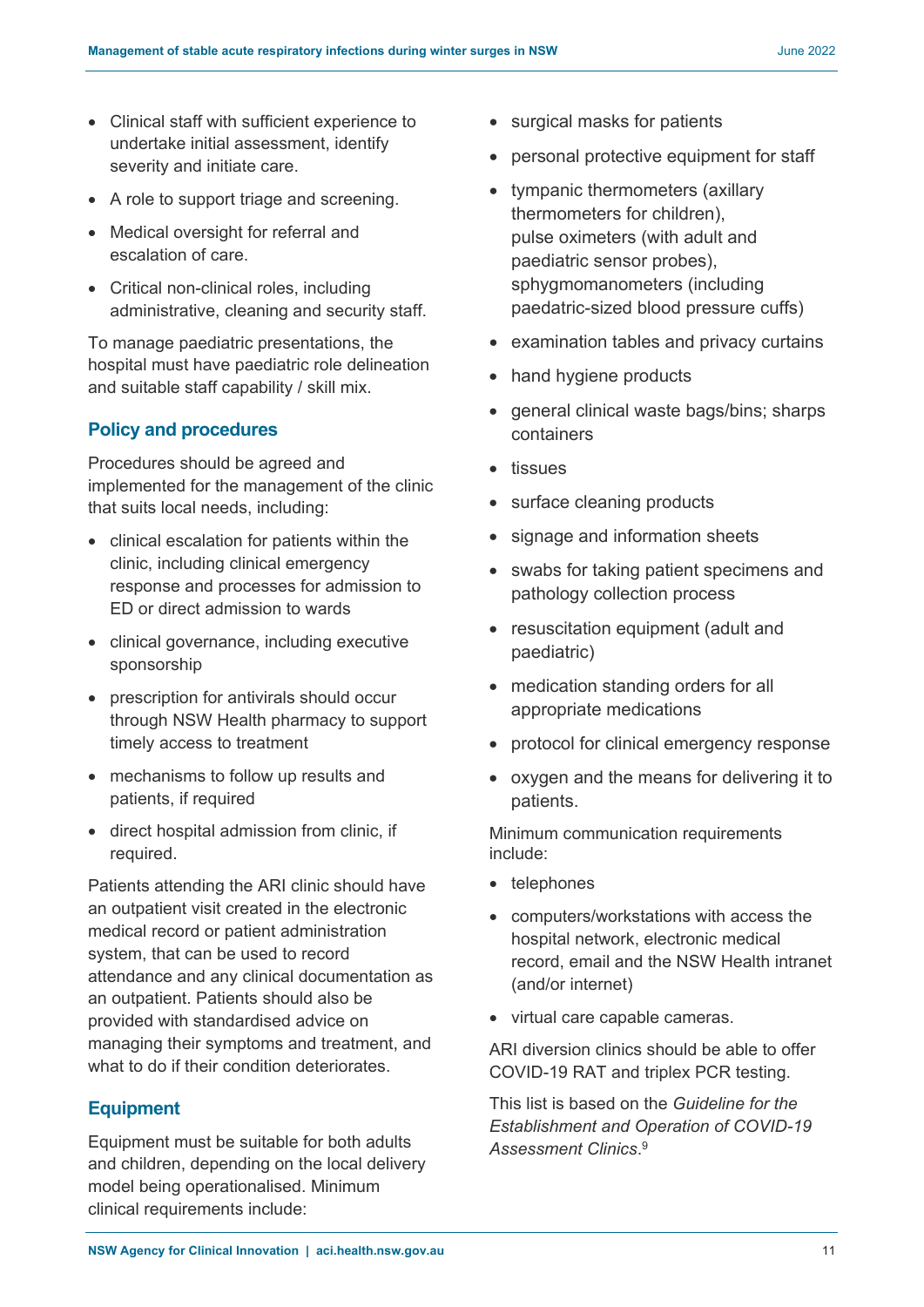- Clinical staff with sufficient experience to undertake initial assessment, identify severity and initiate care.
- A role to support triage and screening.
- Medical oversight for referral and escalation of care.
- Critical non-clinical roles, including administrative, cleaning and security staff.

To manage paediatric presentations, the hospital must have paediatric role delineation and suitable staff capability / skill mix.

## Policy and procedures

Procedures should be agreed and implemented for the management of the clinic that suits local needs, including:

- clinical escalation for patients within the clinic, including clinical emergency response and processes for admission to ED or direct admission to wards
- clinical governance, including executive sponsorship
- prescription for antivirals should occur through NSW Health pharmacy to support timely access to treatment
- mechanisms to follow up results and patients, if required
- direct hospital admission from clinic, if required.

Patients attending the ARI clinic should have an outpatient visit created in the electronic medical record or patient administration system, that can be used to record attendance and any clinical documentation as an outpatient. Patients should also be provided with standardised advice on managing their symptoms and treatment, and what to do if their condition deteriorates.

## Equipment

Equipment must be suitable for both adults and children, depending on the local delivery model being operationalised. Minimum clinical requirements include:

- surgical masks for patients
- personal protective equipment for staff
- tympanic thermometers (axillary thermometers for children), pulse oximeters (with adult and paediatric sensor probes), sphygmomanometers (including paediatric-sized blood pressure cuffs)
- examination tables and privacy curtains
- hand hygiene products
- general clinical waste bags/bins; sharps containers
- tissues
- surface cleaning products
- signage and information sheets
- swabs for taking patient specimens and pathology collection process
- resuscitation equipment (adult and paediatric)
- medication standing orders for all appropriate medications
- protocol for clinical emergency response
- oxygen and the means for delivering it to patients.

Minimum communication requirements include:

- telephones
- computers/workstations with access the hospital network, electronic medical record, email and the NSW Health intranet (and/or internet)
- virtual care capable cameras.

ARI diversion clinics should be able to offer COVID-19 RAT and triplex PCR testing.

This list is based on the *Guideline for the Establishment and Operation of COVID-19 Assessment Clinics*.[9]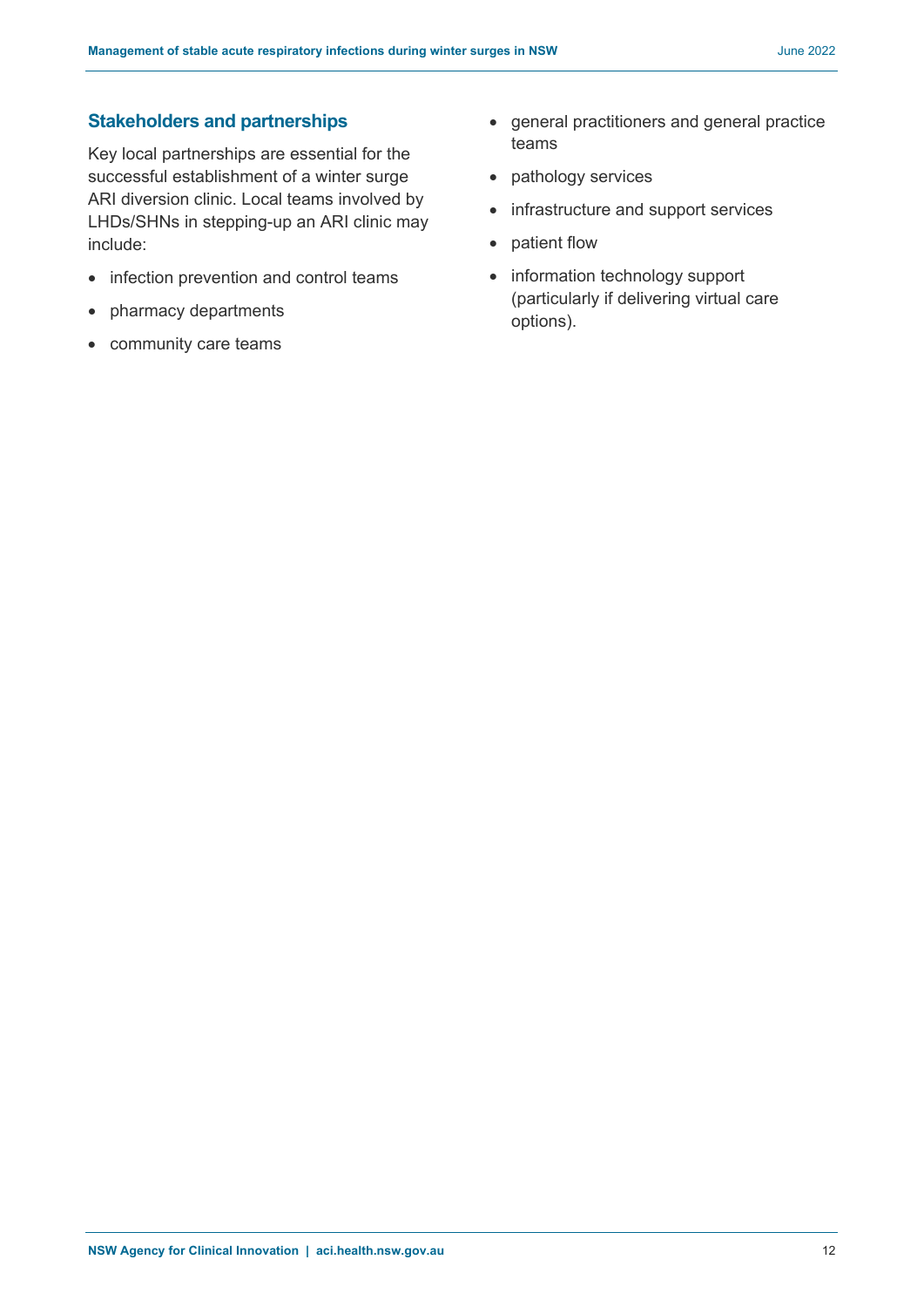## Stakeholders and partnerships

Key local partnerships are essential for the successful establishment of a winter surge ARI diversion clinic. Local teams involved by LHDs/SHNs in stepping-up an ARI clinic may include:

- infection prevention and control teams
- pharmacy departments
- community care teams
- general practitioners and general practice teams
- pathology services
- infrastructure and support services
- patient flow
- information technology support (particularly if delivering virtual care options).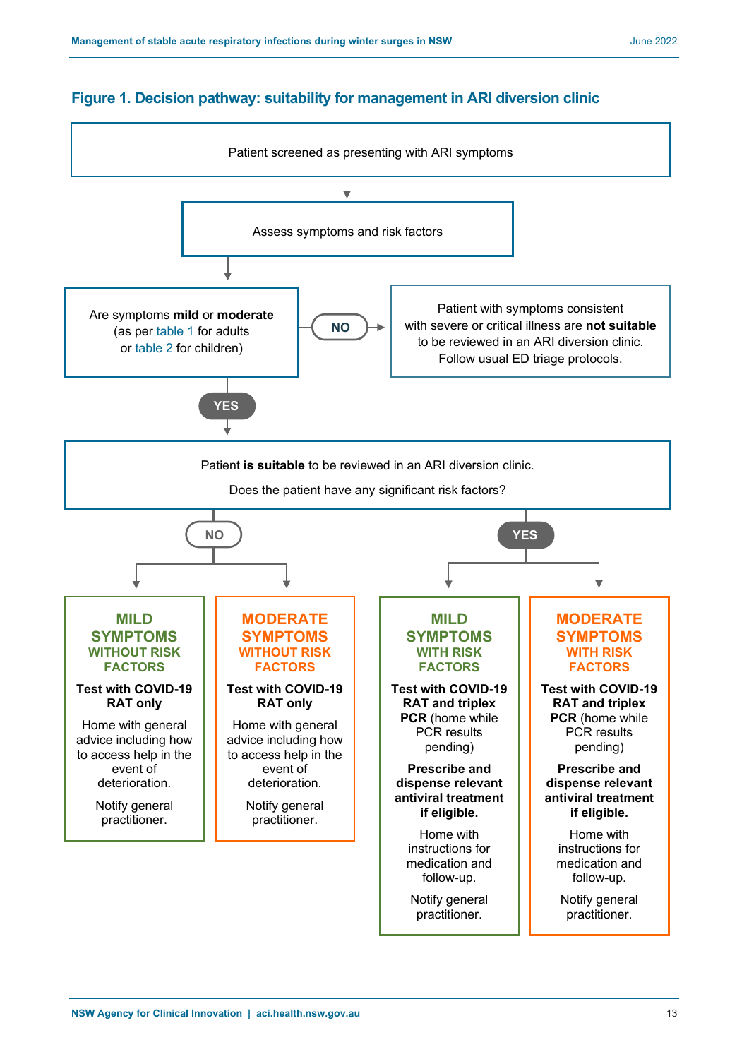## Figure 1. Decision pathway: suitability for management in ARI diversion clinic

Patient screened as presenting with ARI symptoms

↓

Assess symptoms and risk factors

↓

Are symptoms **mild** or **moderate** (as per table 1 for adults or table 2 for children)

- **NO** → Patient with symptoms consistent with severe or critical illness are **not suitable** to be reviewed in an ARI diversion clinic. Follow usual ED triage protocols.
- **YES** ↓

Patient **is suitable** to be reviewed in an ARI diversion clinic.

Does the patient have any significant risk factors?

**NO**

**MILD SYMPTOMS WITHOUT RISK FACTORS**

**Test with COVID-19 RAT only**

Home with general advice including how to access help in the event of deterioration.

Notify general practitioner.

**MODERATE SYMPTOMS WITHOUT RISK FACTORS**

**Test with COVID-19 RAT only**

Home with general advice including how to access help in the event of deterioration.

Notify general practitioner.

**YES**

**MILD SYMPTOMS WITH RISK FACTORS**

**Test with COVID-19 RAT and triplex PCR** (home while PCR results pending)

**Prescribe and dispense relevant antiviral treatment if eligible.**

Home with instructions for medication and follow-up.

Notify general practitioner.

**MODERATE SYMPTOMS WITH RISK FACTORS**

**Test with COVID-19 RAT and triplex PCR** (home while PCR results pending)

**Prescribe and dispense relevant antiviral treatment if eligible.**

Home with instructions for medication and follow-up.

Notify general practitioner.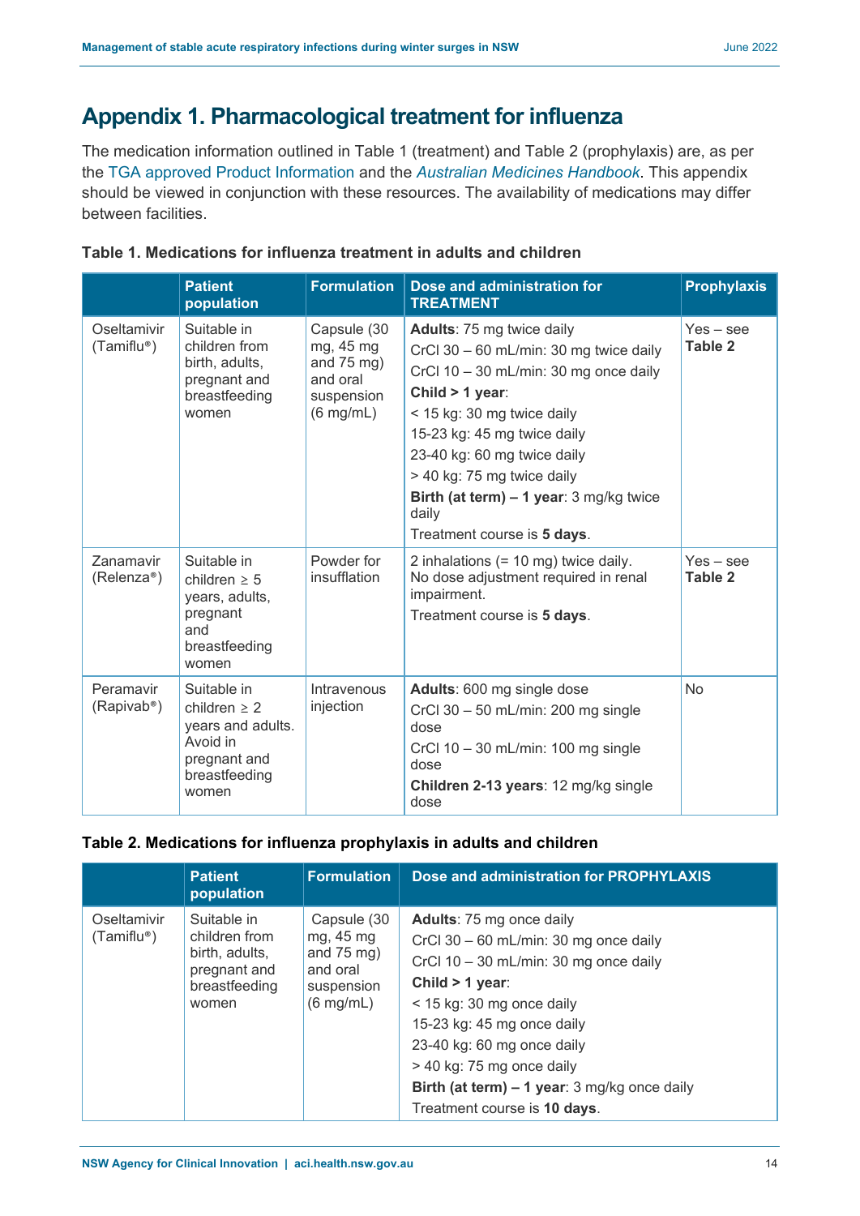# Appendix 1. Pharmacological treatment for influenza

The medication information outlined in Table 1 (treatment) and Table 2 (prophylaxis) are, as per the TGA approved Product Information and the *Australian Medicines Handbook*. This appendix should be viewed in conjunction with these resources. The availability of medications may differ between facilities.

**Table 1. Medications for influenza treatment in adults and children**

| | Patient population | Formulation | Dose and administration for TREATMENT | Prophylaxis |
|---|---|---|---|---|
| Oseltamivir (Tamiflu®) | Suitable in children from birth, adults, pregnant and breastfeeding women | Capsule (30 mg, 45 mg and 75 mg) and oral suspension (6 mg/mL) | **Adults**: 75 mg twice daily<br>CrCl 30 – 60 mL/min: 30 mg twice daily<br>CrCl 10 – 30 mL/min: 30 mg once daily<br>**Child > 1 year**:<br>< 15 kg: 30 mg twice daily<br>15-23 kg: 45 mg twice daily<br>23-40 kg: 60 mg twice daily<br>> 40 kg: 75 mg twice daily<br>**Birth (at term) – 1 year**: 3 mg/kg twice daily<br>Treatment course is **5 days**. | Yes – see **Table 2** |
| Zanamavir (Relenza®) | Suitable in children ≥ 5 years, adults, pregnant and breastfeeding women | Powder for insufflation | 2 inhalations (= 10 mg) twice daily.<br>No dose adjustment required in renal impairment.<br>Treatment course is **5 days**. | Yes – see **Table 2** |
| Peramavir (Rapivab®) | Suitable in children ≥ 2 years and adults. Avoid in pregnant and breastfeeding women | Intravenous injection | **Adults**: 600 mg single dose<br>CrCl 30 – 50 mL/min: 200 mg single dose<br>CrCl 10 – 30 mL/min: 100 mg single dose<br>**Children 2-13 years**: 12 mg/kg single dose | No |

**Table 2. Medications for influenza prophylaxis in adults and children**

| | Patient population | Formulation | Dose and administration for PROPHYLAXIS |
|---|---|---|---|
| Oseltamivir (Tamiflu®) | Suitable in children from birth, adults, pregnant and breastfeeding women | Capsule (30 mg, 45 mg and 75 mg) and oral suspension (6 mg/mL) | **Adults**: 75 mg once daily<br>CrCl 30 – 60 mL/min: 30 mg once daily<br>CrCl 10 – 30 mL/min: 30 mg once daily<br>**Child > 1 year**:<br>< 15 kg: 30 mg once daily<br>15-23 kg: 45 mg once daily<br>23-40 kg: 60 mg once daily<br>> 40 kg: 75 mg once daily<br>**Birth (at term) – 1 year**: 3 mg/kg once daily<br>Treatment course is **10 days**. |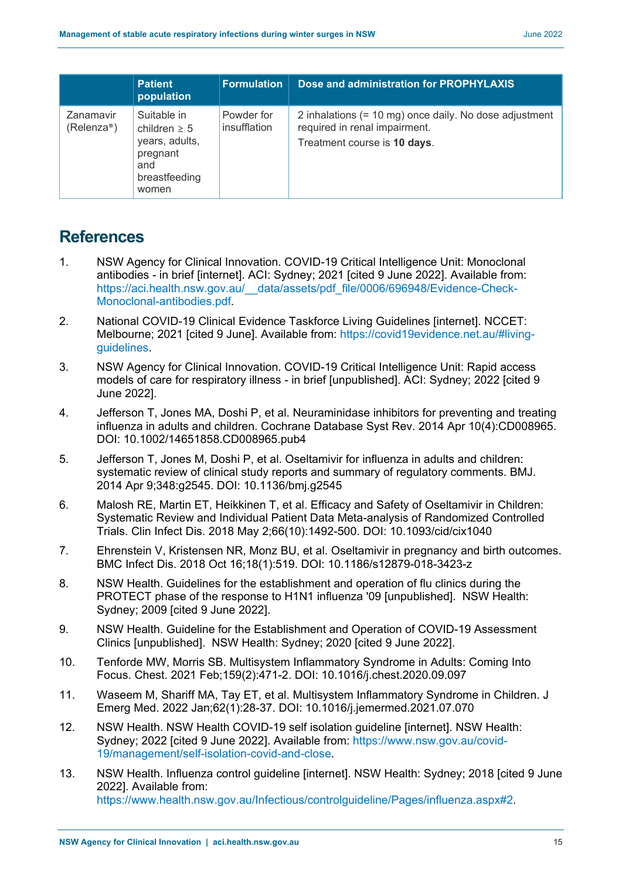| | Patient population | Formulation | Dose and administration for PROPHYLAXIS |
|---|---|---|---|
| Zanamavir (Relenza®) | Suitable in children ≥ 5 years, adults, pregnant and breastfeeding women | Powder for insufflation | 2 inhalations (= 10 mg) once daily. No dose adjustment required in renal impairment.<br>Treatment course is **10 days**. |

## References

1. NSW Agency for Clinical Innovation. COVID-19 Critical Intelligence Unit: Monoclonal antibodies - in brief [internet]. ACI: Sydney; 2021 [cited 9 June 2022]. Available from: https://aci.health.nsw.gov.au/__data/assets/pdf_file/0006/696948/Evidence-Check-Monoclonal-antibodies.pdf.
2. National COVID-19 Clinical Evidence Taskforce Living Guidelines [internet]. NCCET: Melbourne; 2021 [cited 9 June]. Available from: https://covid19evidence.net.au/#living-guidelines.
3. NSW Agency for Clinical Innovation. COVID-19 Critical Intelligence Unit: Rapid access models of care for respiratory illness - in brief [unpublished]. ACI: Sydney; 2022 [cited 9 June 2022].
4. Jefferson T, Jones MA, Doshi P, et al. Neuraminidase inhibitors for preventing and treating influenza in adults and children. Cochrane Database Syst Rev. 2014 Apr 10(4):CD008965. DOI: 10.1002/14651858.CD008965.pub4
5. Jefferson T, Jones M, Doshi P, et al. Oseltamivir for influenza in adults and children: systematic review of clinical study reports and summary of regulatory comments. BMJ. 2014 Apr 9;348:g2545. DOI: 10.1136/bmj.g2545
6. Malosh RE, Martin ET, Heikkinen T, et al. Efficacy and Safety of Oseltamivir in Children: Systematic Review and Individual Patient Data Meta-analysis of Randomized Controlled Trials. Clin Infect Dis. 2018 May 2;66(10):1492-500. DOI: 10.1093/cid/cix1040
7. Ehrenstein V, Kristensen NR, Monz BU, et al. Oseltamivir in pregnancy and birth outcomes. BMC Infect Dis. 2018 Oct 16;18(1):519. DOI: 10.1186/s12879-018-3423-z
8. NSW Health. Guidelines for the establishment and operation of flu clinics during the PROTECT phase of the response to H1N1 influenza '09 [unpublished]. NSW Health: Sydney; 2009 [cited 9 June 2022].
9. NSW Health. Guideline for the Establishment and Operation of COVID-19 Assessment Clinics [unpublished]. NSW Health: Sydney; 2020 [cited 9 June 2022].
10. Tenforde MW, Morris SB. Multisystem Inflammatory Syndrome in Adults: Coming Into Focus. Chest. 2021 Feb;159(2):471-2. DOI: 10.1016/j.chest.2020.09.097
11. Waseem M, Shariff MA, Tay ET, et al. Multisystem Inflammatory Syndrome in Children. J Emerg Med. 2022 Jan;62(1):28-37. DOI: 10.1016/j.jemermed.2021.07.070
12. NSW Health. NSW Health COVID-19 self isolation guideline [internet]. NSW Health: Sydney; 2022 [cited 9 June 2022]. Available from: https://www.nsw.gov.au/covid-19/management/self-isolation-covid-and-close.
13. NSW Health. Influenza control guideline [internet]. NSW Health: Sydney; 2018 [cited 9 June 2022]. Available from: https://www.health.nsw.gov.au/Infectious/controlguideline/Pages/influenza.aspx#2.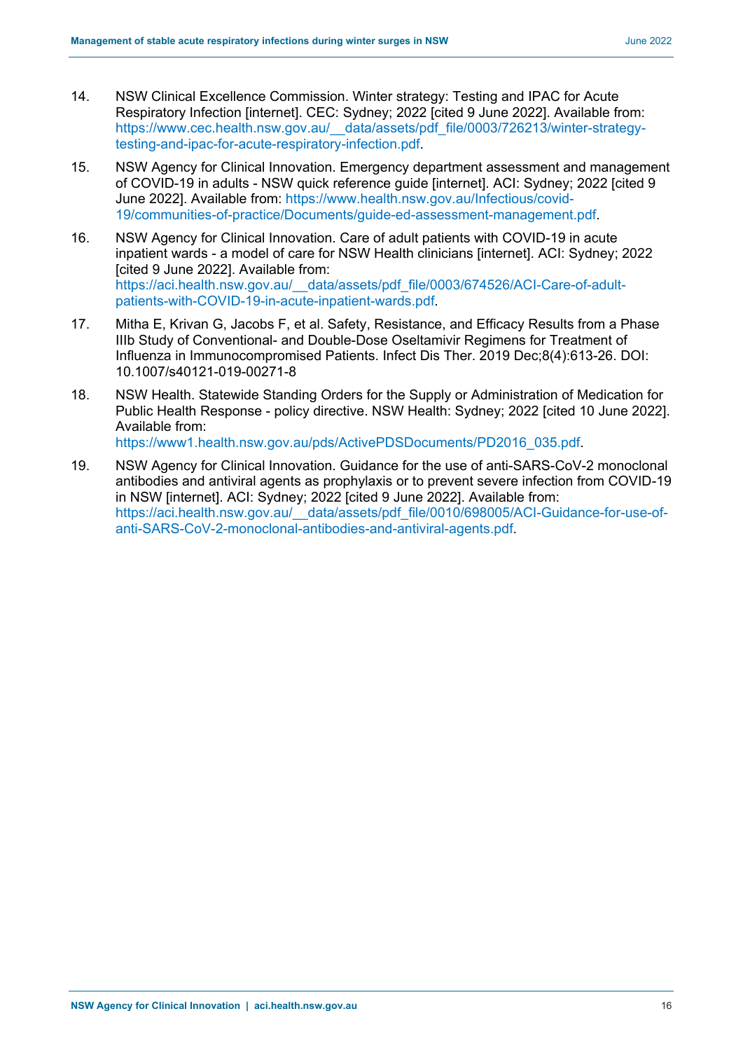14. NSW Clinical Excellence Commission. Winter strategy: Testing and IPAC for Acute Respiratory Infection [internet]. CEC: Sydney; 2022 [cited 9 June 2022]. Available from: https://www.cec.health.nsw.gov.au/__data/assets/pdf_file/0003/726213/winter-strategy-testing-and-ipac-for-acute-respiratory-infection.pdf.

15. NSW Agency for Clinical Innovation. Emergency department assessment and management of COVID-19 in adults - NSW quick reference guide [internet]. ACI: Sydney; 2022 [cited 9 June 2022]. Available from: https://www.health.nsw.gov.au/Infectious/covid-19/communities-of-practice/Documents/guide-ed-assessment-management.pdf.

16. NSW Agency for Clinical Innovation. Care of adult patients with COVID-19 in acute inpatient wards - a model of care for NSW Health clinicians [internet]. ACI: Sydney; 2022 [cited 9 June 2022]. Available from: https://aci.health.nsw.gov.au/__data/assets/pdf_file/0003/674526/ACI-Care-of-adult-patients-with-COVID-19-in-acute-inpatient-wards.pdf.

17. Mitha E, Krivan G, Jacobs F, et al. Safety, Resistance, and Efficacy Results from a Phase IIIb Study of Conventional- and Double-Dose Oseltamivir Regimens for Treatment of Influenza in Immunocompromised Patients. Infect Dis Ther. 2019 Dec;8(4):613-26. DOI: 10.1007/s40121-019-00271-8

18. NSW Health. Statewide Standing Orders for the Supply or Administration of Medication for Public Health Response - policy directive. NSW Health: Sydney; 2022 [cited 10 June 2022]. Available from: https://www1.health.nsw.gov.au/pds/ActivePDSDocuments/PD2016_035.pdf.

19. NSW Agency for Clinical Innovation. Guidance for the use of anti-SARS-CoV-2 monoclonal antibodies and antiviral agents as prophylaxis or to prevent severe infection from COVID-19 in NSW [internet]. ACI: Sydney; 2022 [cited 9 June 2022]. Available from: https://aci.health.nsw.gov.au/__data/assets/pdf_file/0010/698005/ACI-Guidance-for-use-of-anti-SARS-CoV-2-monoclonal-antibodies-and-antiviral-agents.pdf.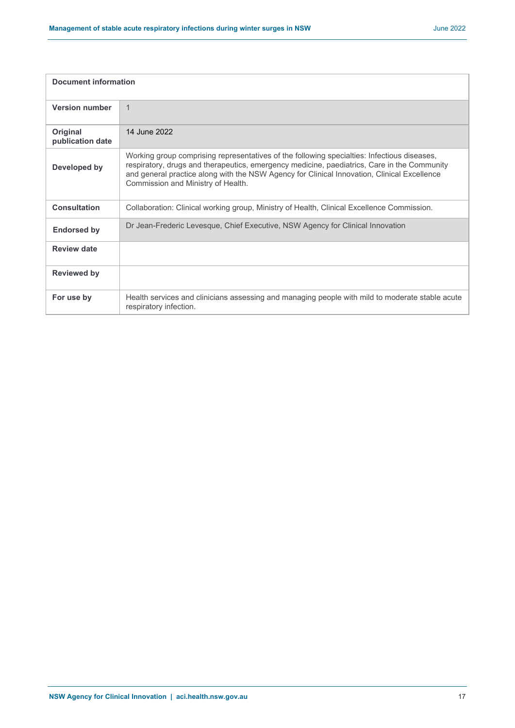| Document information | |
|---|---|
| **Version number** | 1 |
| **Original publication date** | 14 June 2022 |
| **Developed by** | Working group comprising representatives of the following specialties: Infectious diseases, respiratory, drugs and therapeutics, emergency medicine, paediatrics, Care in the Community and general practice along with the NSW Agency for Clinical Innovation, Clinical Excellence Commission and Ministry of Health. |
| **Consultation** | Collaboration: Clinical working group, Ministry of Health, Clinical Excellence Commission. |
| **Endorsed by** | Dr Jean-Frederic Levesque, Chief Executive, NSW Agency for Clinical Innovation |
| **Review date** | |
| **Reviewed by** | |
| **For use by** | Health services and clinicians assessing and managing people with mild to moderate stable acute respiratory infection. |